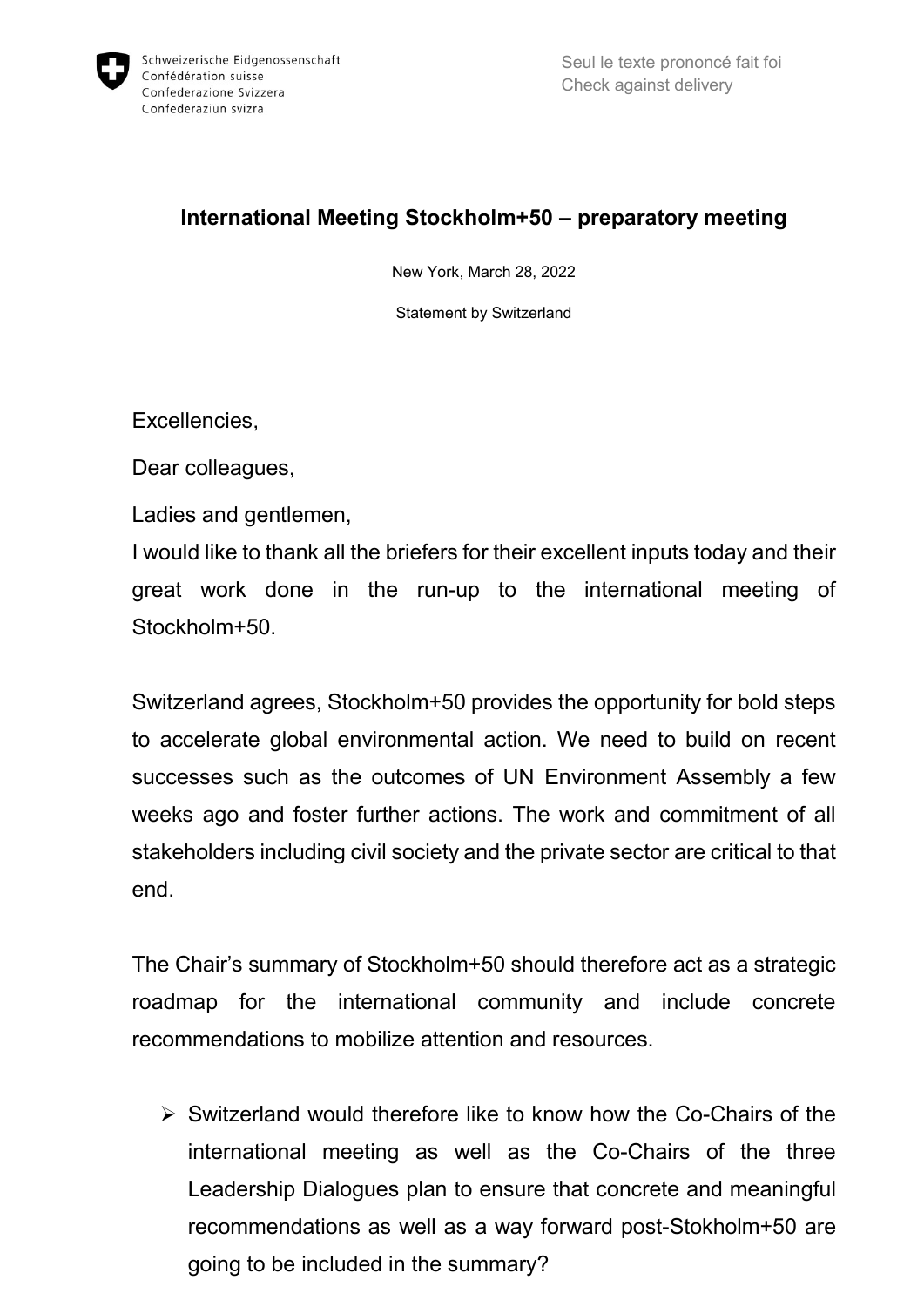Schweizerische Eidgenossenschaft
Confédération suisse
Confederazione Svizzera
Confederaziun svizra

Seul le texte prononcé fait foi
Check against delivery

---

**International Meeting Stockholm+50 – preparatory meeting**

New York, March 28, 2022

Statement by Switzerland

---

Excellencies,

Dear colleagues,

Ladies and gentlemen,

I would like to thank all the briefers for their excellent inputs today and their great work done in the run-up to the international meeting of Stockholm+50.

Switzerland agrees, Stockholm+50 provides the opportunity for bold steps to accelerate global environmental action. We need to build on recent successes such as the outcomes of UN Environment Assembly a few weeks ago and foster further actions. The work and commitment of all stakeholders including civil society and the private sector are critical to that end.

The Chair's summary of Stockholm+50 should therefore act as a strategic roadmap for the international community and include concrete recommendations to mobilize attention and resources.

- Switzerland would therefore like to know how the Co-Chairs of the international meeting as well as the Co-Chairs of the three Leadership Dialogues plan to ensure that concrete and meaningful recommendations as well as a way forward post-Stokholm+50 are going to be included in the summary?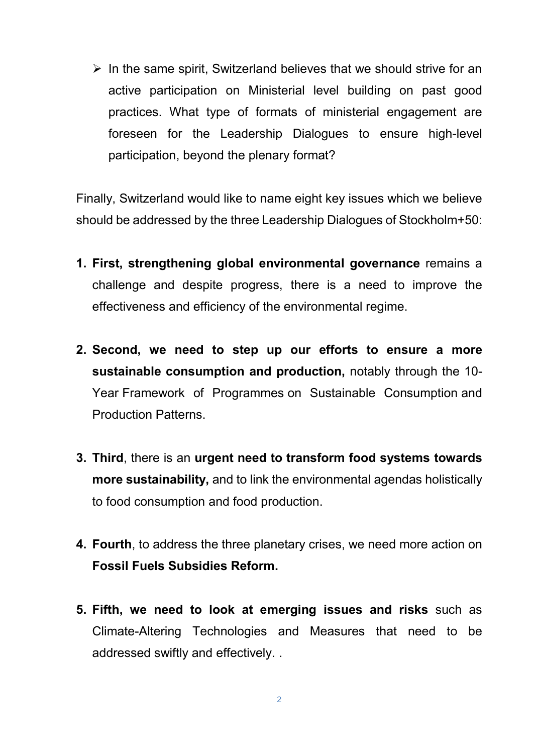- In the same spirit, Switzerland believes that we should strive for an active participation on Ministerial level building on past good practices. What type of formats of ministerial engagement are foreseen for the Leadership Dialogues to ensure high-level participation, beyond the plenary format?

Finally, Switzerland would like to name eight key issues which we believe should be addressed by the three Leadership Dialogues of Stockholm+50:

1. **First, strengthening global environmental governance** remains a challenge and despite progress, there is a need to improve the effectiveness and efficiency of the environmental regime.

2. **Second, we need to step up our efforts to ensure a more sustainable consumption and production,** notably through the 10-Year Framework of Programmes on Sustainable Consumption and Production Patterns.

3. **Third**, there is an **urgent need to transform food systems towards more sustainability,** and to link the environmental agendas holistically to food consumption and food production.

4. **Fourth**, to address the three planetary crises, we need more action on **Fossil Fuels Subsidies Reform.**

5. **Fifth, we need to look at emerging issues and risks** such as Climate-Altering Technologies and Measures that need to be addressed swiftly and effectively. .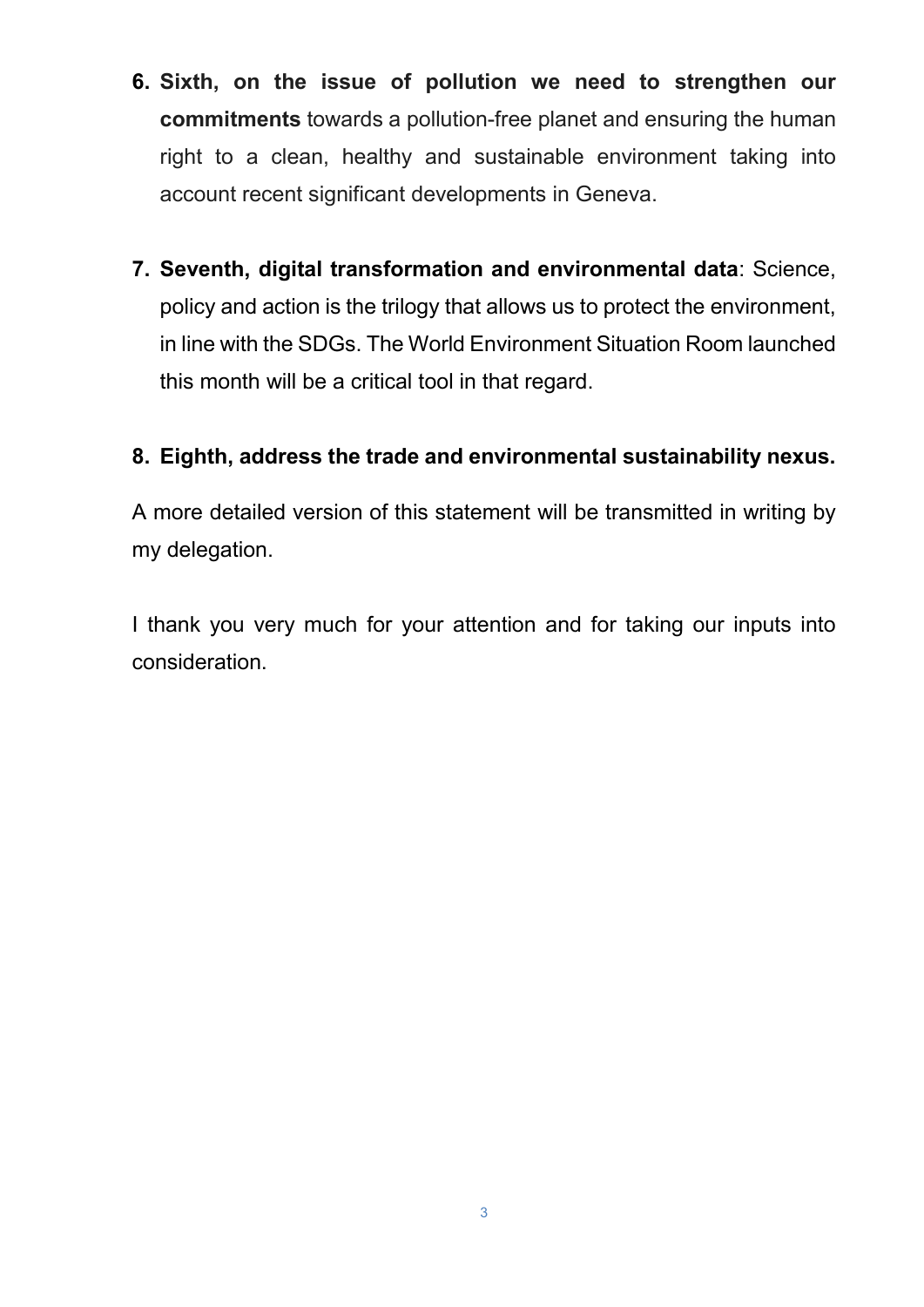6. **Sixth, on the issue of pollution we need to strengthen our commitments** towards a pollution-free planet and ensuring the human right to a clean, healthy and sustainable environment taking into account recent significant developments in Geneva.

7. **Seventh, digital transformation and environmental data**: Science, policy and action is the trilogy that allows us to protect the environment, in line with the SDGs. The World Environment Situation Room launched this month will be a critical tool in that regard.

8. **Eighth, address the trade and environmental sustainability nexus.**

A more detailed version of this statement will be transmitted in writing by my delegation.

I thank you very much for your attention and for taking our inputs into consideration.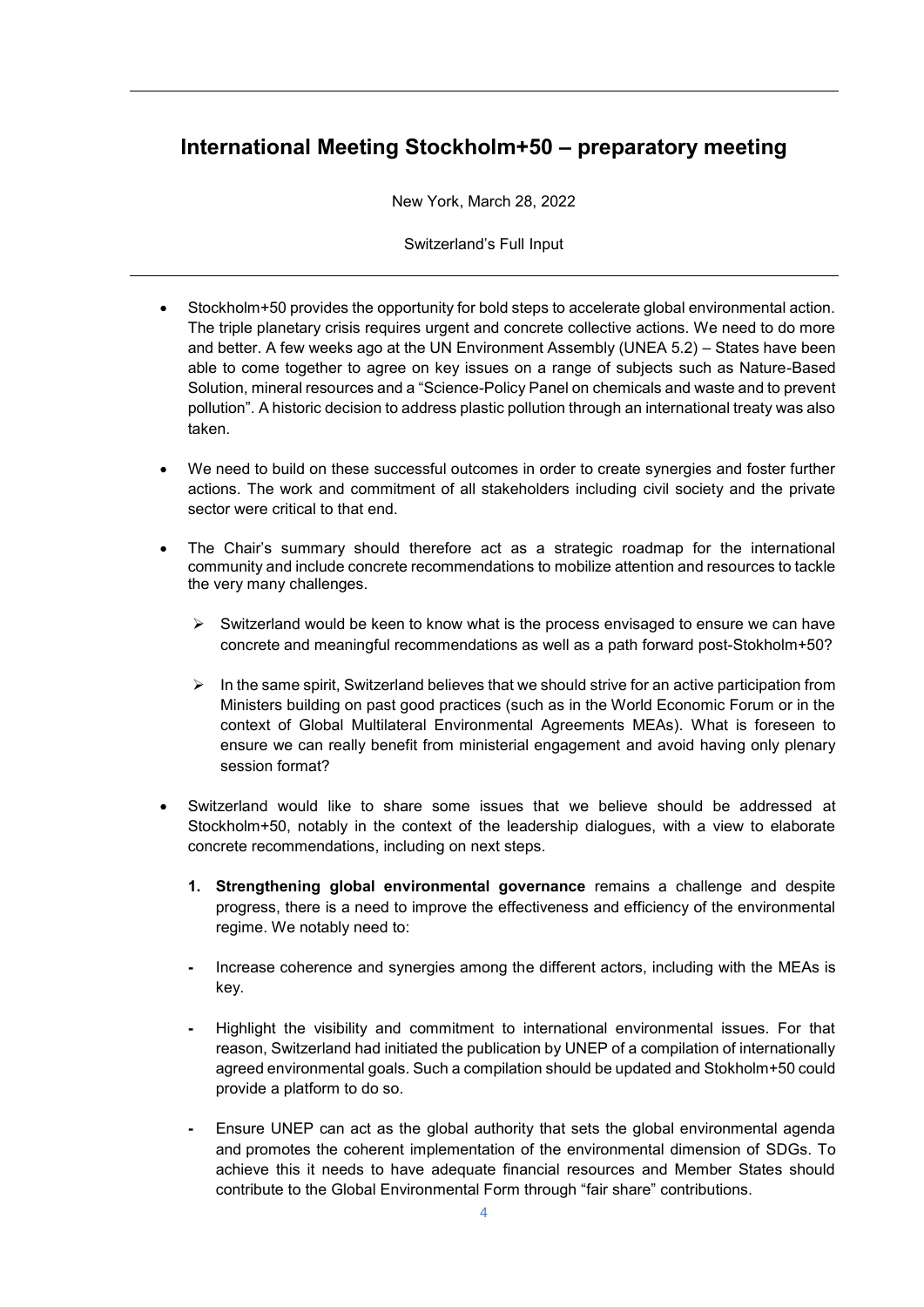## International Meeting Stockholm+50 – preparatory meeting

New York, March 28, 2022

Switzerland's Full Input

---

- Stockholm+50 provides the opportunity for bold steps to accelerate global environmental action. The triple planetary crisis requires urgent and concrete collective actions. We need to do more and better. A few weeks ago at the UN Environment Assembly (UNEA 5.2) – States have been able to come together to agree on key issues on a range of subjects such as Nature-Based Solution, mineral resources and a "Science-Policy Panel on chemicals and waste and to prevent pollution". A historic decision to address plastic pollution through an international treaty was also taken.

- We need to build on these successful outcomes in order to create synergies and foster further actions. The work and commitment of all stakeholders including civil society and the private sector were critical to that end.

- The Chair's summary should therefore act as a strategic roadmap for the international community and include concrete recommendations to mobilize attention and resources to tackle the very many challenges.

  - Switzerland would be keen to know what is the process envisaged to ensure we can have concrete and meaningful recommendations as well as a path forward post-Stokholm+50?

  - In the same spirit, Switzerland believes that we should strive for an active participation from Ministers building on past good practices (such as in the World Economic Forum or in the context of Global Multilateral Environmental Agreements MEAs). What is foreseen to ensure we can really benefit from ministerial engagement and avoid having only plenary session format?

- Switzerland would like to share some issues that we believe should be addressed at Stockholm+50, notably in the context of the leadership dialogues, with a view to elaborate concrete recommendations, including on next steps.

  1. **Strengthening global environmental governance** remains a challenge and despite progress, there is a need to improve the effectiveness and efficiency of the environmental regime. We notably need to:

  - Increase coherence and synergies among the different actors, including with the MEAs is key.

  - Highlight the visibility and commitment to international environmental issues. For that reason, Switzerland had initiated the publication by UNEP of a compilation of internationally agreed environmental goals. Such a compilation should be updated and Stokholm+50 could provide a platform to do so.

  - Ensure UNEP can act as the global authority that sets the global environmental agenda and promotes the coherent implementation of the environmental dimension of SDGs. To achieve this it needs to have adequate financial resources and Member States should contribute to the Global Environmental Form through "fair share" contributions.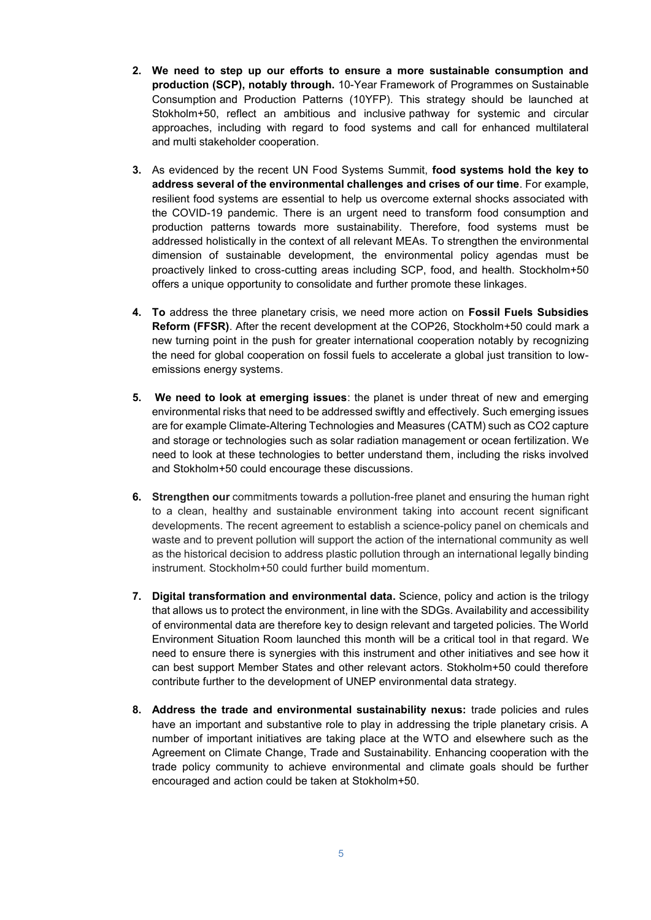2. **We need to step up our efforts to ensure a more sustainable consumption and production (SCP), notably through.** 10-Year Framework of Programmes on Sustainable Consumption and Production Patterns (10YFP). This strategy should be launched at Stokholm+50, reflect an ambitious and inclusive pathway for systemic and circular approaches, including with regard to food systems and call for enhanced multilateral and multi stakeholder cooperation.

3. As evidenced by the recent UN Food Systems Summit, **food systems hold the key to address several of the environmental challenges and crises of our time**. For example, resilient food systems are essential to help us overcome external shocks associated with the COVID-19 pandemic. There is an urgent need to transform food consumption and production patterns towards more sustainability. Therefore, food systems must be addressed holistically in the context of all relevant MEAs. To strengthen the environmental dimension of sustainable development, the environmental policy agendas must be proactively linked to cross-cutting areas including SCP, food, and health. Stockholm+50 offers a unique opportunity to consolidate and further promote these linkages.

4. **To** address the three planetary crisis, we need more action on **Fossil Fuels Subsidies Reform (FFSR)**. After the recent development at the COP26, Stockholm+50 could mark a new turning point in the push for greater international cooperation notably by recognizing the need for global cooperation on fossil fuels to accelerate a global just transition to low-emissions energy systems.

5. **We need to look at emerging issues**: the planet is under threat of new and emerging environmental risks that need to be addressed swiftly and effectively. Such emerging issues are for example Climate-Altering Technologies and Measures (CATM) such as $CO_2$ capture and storage or technologies such as solar radiation management or ocean fertilization. We need to look at these technologies to better understand them, including the risks involved and Stokholm+50 could encourage these discussions.

6. **Strengthen our** commitments towards a pollution-free planet and ensuring the human right to a clean, healthy and sustainable environment taking into account recent significant developments. The recent agreement to establish a science-policy panel on chemicals and waste and to prevent pollution will support the action of the international community as well as the historical decision to address plastic pollution through an international legally binding instrument. Stockholm+50 could further build momentum.

7. **Digital transformation and environmental data.** Science, policy and action is the trilogy that allows us to protect the environment, in line with the SDGs. Availability and accessibility of environmental data are therefore key to design relevant and targeted policies. The World Environment Situation Room launched this month will be a critical tool in that regard. We need to ensure there is synergies with this instrument and other initiatives and see how it can best support Member States and other relevant actors. Stokholm+50 could therefore contribute further to the development of UNEP environmental data strategy.

8. **Address the trade and environmental sustainability nexus:** trade policies and rules have an important and substantive role to play in addressing the triple planetary crisis. A number of important initiatives are taking place at the WTO and elsewhere such as the Agreement on Climate Change, Trade and Sustainability. Enhancing cooperation with the trade policy community to achieve environmental and climate goals should be further encouraged and action could be taken at Stokholm+50.